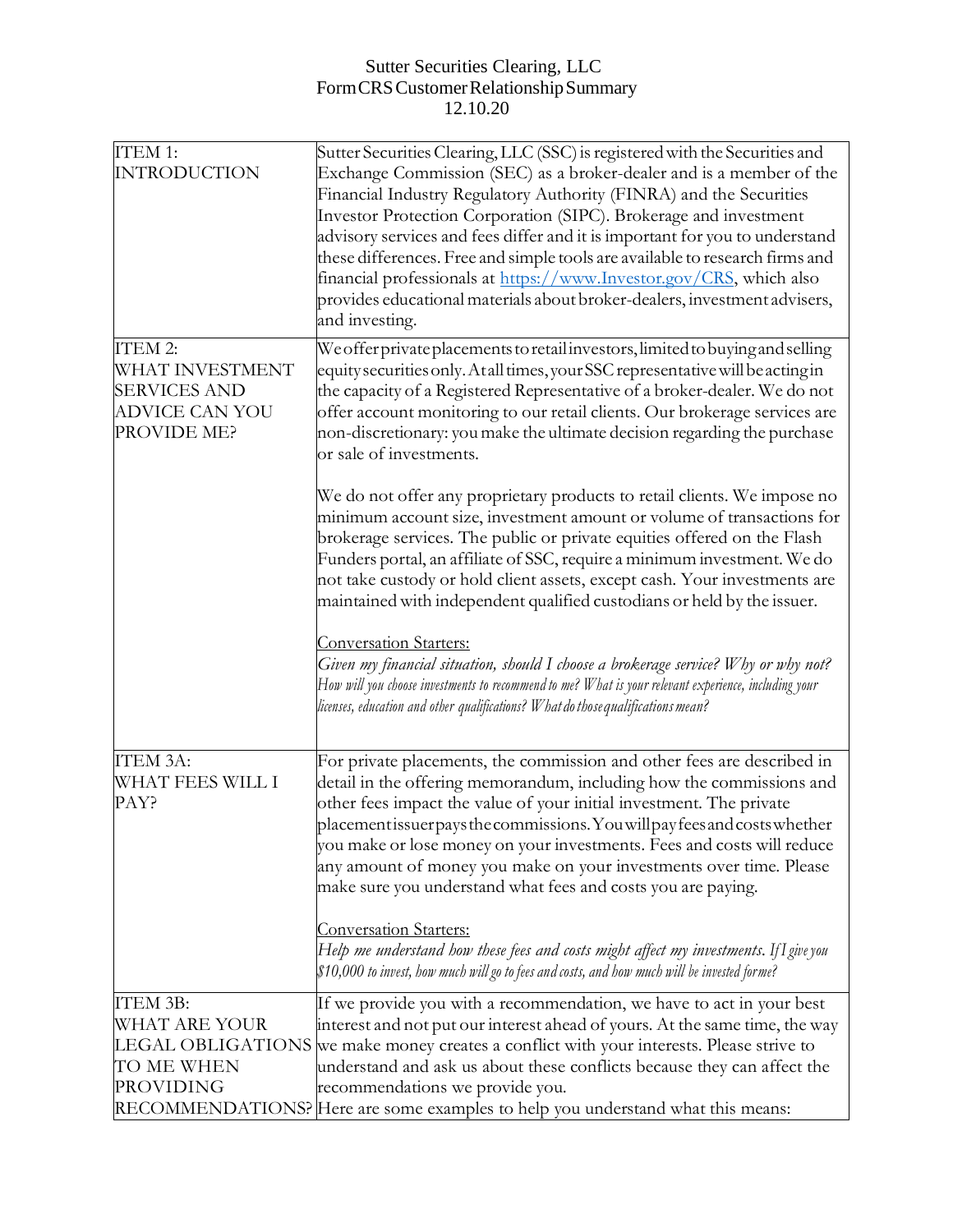# Sutter Securities Clearing, LLC
## Form CRS Customer Relationship Summary
12.10.20

| | |
|---|---|
| ITEM 1: INTRODUCTION | Sutter Securities Clearing, LLC (SSC) is registered with the Securities and Exchange Commission (SEC) as a broker-dealer and is a member of the Financial Industry Regulatory Authority (FINRA) and the Securities Investor Protection Corporation (SIPC). Brokerage and investment advisory services and fees differ and it is important for you to understand these differences. Free and simple tools are available to research firms and financial professionals at [https://www.Investor.gov/CRS](https://www.Investor.gov/CRS), which also provides educational materials about broker-dealers, investment advisers, and investing. |
| ITEM 2: WHAT INVESTMENT SERVICES AND ADVICE CAN YOU PROVIDE ME? | We offer private placements to retail investors, limited to buying and selling equity securities only. At all times, your SSC representative will be acting in the capacity of a Registered Representative of a broker-dealer. We do not offer account monitoring to our retail clients. Our brokerage services are non-discretionary: you make the ultimate decision regarding the purchase or sale of investments.<br><br>We do not offer any proprietary products to retail clients. We impose no minimum account size, investment amount or volume of transactions for brokerage services. The public or private equities offered on the Flash Funders portal, an affiliate of SSC, require a minimum investment. We do not take custody or hold client assets, except cash. Your investments are maintained with independent qualified custodians or held by the issuer.<br><br><u>Conversation Starters:</u><br>*Given my financial situation, should I choose a brokerage service? Why or why not? How will you choose investments to recommend to me? What is your relevant experience, including your licenses, education and other qualifications? What do those qualifications mean?* |
| ITEM 3A: WHAT FEES WILL I PAY? | For private placements, the commission and other fees are described in detail in the offering memorandum, including how the commissions and other fees impact the value of your initial investment. The private placement issuer pays the commissions. You will pay fees and costs whether you make or lose money on your investments. Fees and costs will reduce any amount of money you make on your investments over time. Please make sure you understand what fees and costs you are paying.<br><br><u>Conversation Starters:</u><br>*Help me understand how these fees and costs might affect my investments. If I give you $10,000 to invest, how much will go to fees and costs, and how much will be invested for me?* |
| ITEM 3B: WHAT ARE YOUR LEGAL OBLIGATIONS TO ME WHEN PROVIDING RECOMMENDATIONS? | If we provide you with a recommendation, we have to act in your best interest and not put our interest ahead of yours. At the same time, the way we make money creates a conflict with your interests. Please strive to understand and ask us about these conflicts because they can affect the recommendations we provide you.<br>Here are some examples to help you understand what this means: |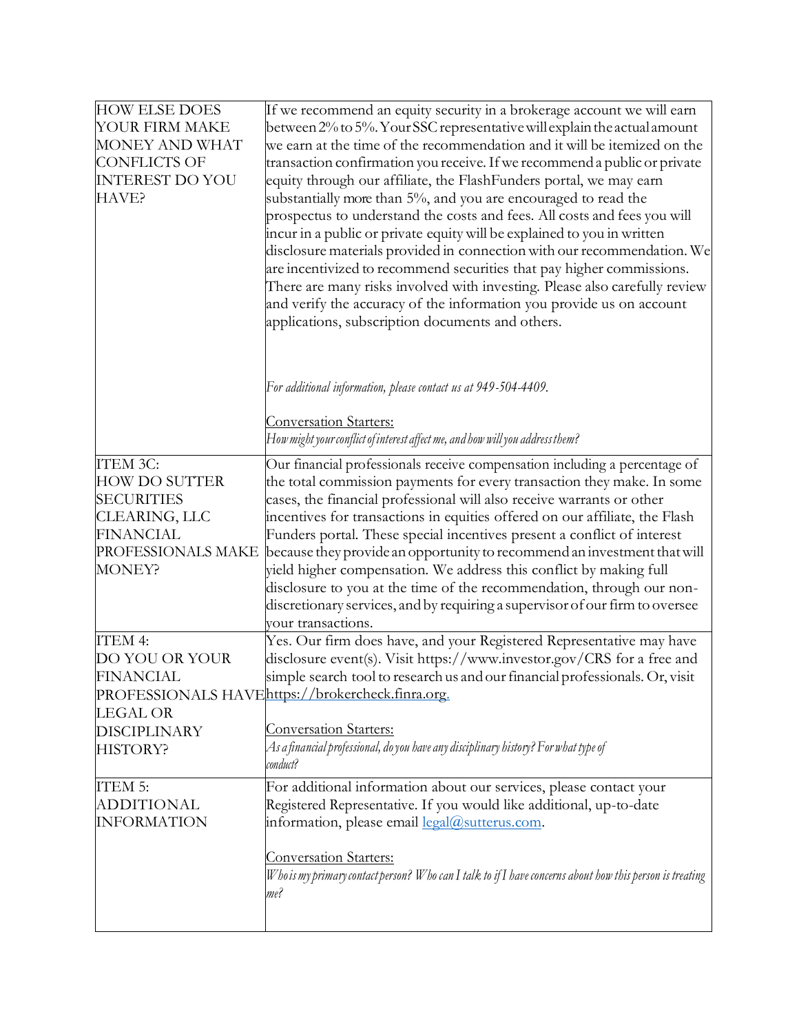| | |
|---|---|
| HOW ELSE DOES YOUR FIRM MAKE MONEY AND WHAT CONFLICTS OF INTEREST DO YOU HAVE? | If we recommend an equity security in a brokerage account we will earn between 2% to 5%. Your SSC representative will explain the actual amount we earn at the time of the recommendation and it will be itemized on the transaction confirmation you receive. If we recommend a public or private equity through our affiliate, the FlashFunders portal, we may earn substantially more than 5%, and you are encouraged to read the prospectus to understand the costs and fees. All costs and fees you will incur in a public or private equity will be explained to you in written disclosure materials provided in connection with our recommendation. We are incentivized to recommend securities that pay higher commissions. There are many risks involved with investing. Please also carefully review and verify the accuracy of the information you provide us on account applications, subscription documents and others.<br><br>*For additional information, please contact us at 949-504-4409.*<br><br>Conversation Starters:<br>*How might your conflict of interest affect me, and how will you address them?* |
| ITEM 3C: HOW DO SUTTER SECURITIES CLEARING, LLC FINANCIAL PROFESSIONALS MAKE MONEY? | Our financial professionals receive compensation including a percentage of the total commission payments for every transaction they make. In some cases, the financial professional will also receive warrants or other incentives for transactions in equities offered on our affiliate, the Flash Funders portal. These special incentives present a conflict of interest because they provide an opportunity to recommend an investment that will yield higher compensation. We address this conflict by making full disclosure to you at the time of the recommendation, through our non-discretionary services, and by requiring a supervisor of our firm to oversee your transactions. |
| ITEM 4: DO YOU OR YOUR FINANCIAL PROFESSIONALS HAVE LEGAL OR DISCIPLINARY HISTORY? | Yes. Our firm does have, and your Registered Representative may have disclosure event(s). Visit https://www.investor.gov/CRS for a free and simple search tool to research us and our financial professionals. Or, visit https://brokercheck.finra.org.<br><br>Conversation Starters:<br>*As a financial professional, do you have any disciplinary history? For what type of conduct?* |
| ITEM 5: ADDITIONAL INFORMATION | For additional information about our services, please contact your Registered Representative. If you would like additional, up-to-date information, please email legal@sutterus.com.<br><br>Conversation Starters:<br>*Who is my primary contact person? Who can I talk to if I have concerns about how this person is treating me?* |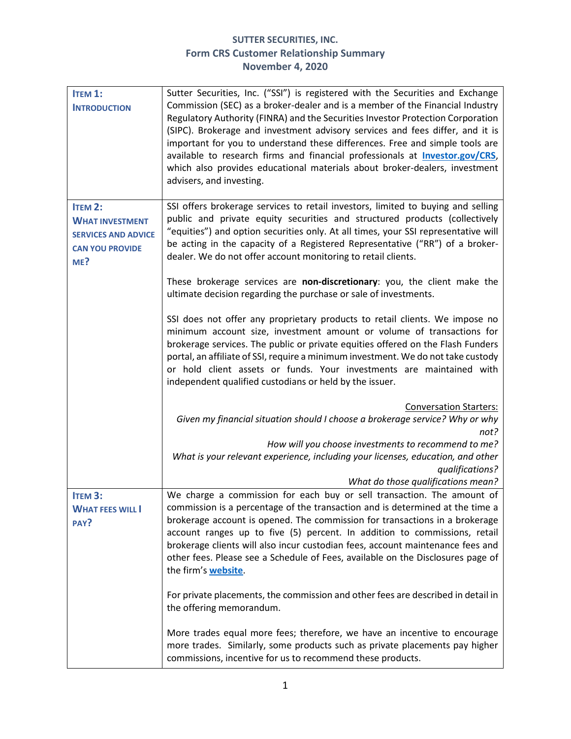# SUTTER SECURITIES, INC.
## Form CRS Customer Relationship Summary
## November 4, 2020

| | |
|---|---|
| **ITEM 1: INTRODUCTION** | Sutter Securities, Inc. ("SSI") is registered with the Securities and Exchange Commission (SEC) as a broker-dealer and is a member of the Financial Industry Regulatory Authority (FINRA) and the Securities Investor Protection Corporation (SIPC). Brokerage and investment advisory services and fees differ, and it is important for you to understand these differences. Free and simple tools are available to research firms and financial professionals at **Investor.gov/CRS**, which also provides educational materials about broker-dealers, investment advisers, and investing. |
| **ITEM 2: WHAT INVESTMENT SERVICES AND ADVICE CAN YOU PROVIDE ME?** | SSI offers brokerage services to retail investors, limited to buying and selling public and private equity securities and structured products (collectively "equities") and option securities only. At all times, your SSI representative will be acting in the capacity of a Registered Representative ("RR") of a broker-dealer. We do not offer account monitoring to retail clients.<br><br>These brokerage services are **non-discretionary**: you, the client make the ultimate decision regarding the purchase or sale of investments.<br><br>SSI does not offer any proprietary products to retail clients. We impose no minimum account size, investment amount or volume of transactions for brokerage services. The public or private equities offered on the Flash Funders portal, an affiliate of SSI, require a minimum investment. We do not take custody or hold client assets or funds. Your investments are maintained with independent qualified custodians or held by the issuer.<br><br>Conversation Starters:<br>*Given my financial situation should I choose a brokerage service? Why or why not?*<br>*How will you choose investments to recommend to me?*<br>*What is your relevant experience, including your licenses, education, and other qualifications?*<br>*What do those qualifications mean?* |
| **ITEM 3: WHAT FEES WILL I PAY?** | We charge a commission for each buy or sell transaction. The amount of commission is a percentage of the transaction and is determined at the time a brokerage account is opened. The commission for transactions in a brokerage account ranges up to five (5) percent. In addition to commissions, retail brokerage clients will also incur custodian fees, account maintenance fees and other fees. Please see a Schedule of Fees, available on the Disclosures page of the firm's **website**.<br><br>For private placements, the commission and other fees are described in detail in the offering memorandum.<br><br>More trades equal more fees; therefore, we have an incentive to encourage more trades. Similarly, some products such as private placements pay higher commissions, incentive for us to recommend these products. |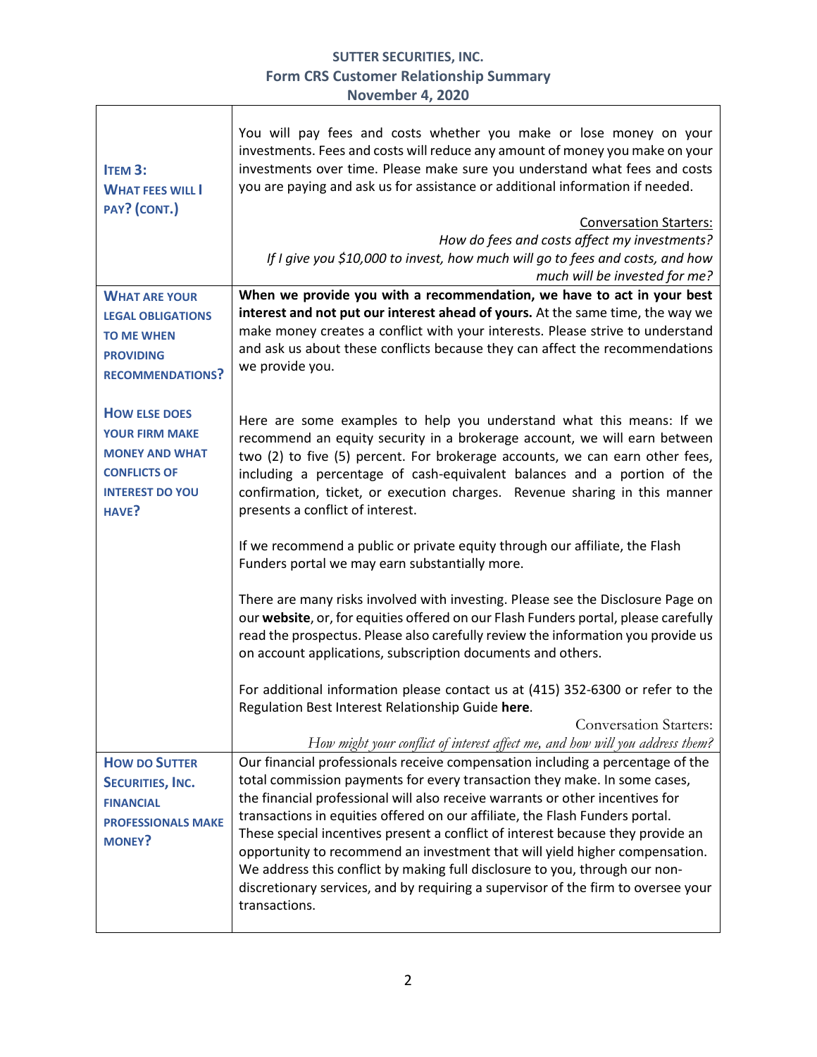# SUTTER SECURITIES, INC.
## Form CRS Customer Relationship Summary
### November 4, 2020

| | |
|---|---|
| **ITEM 3: WHAT FEES WILL I PAY? (CONT.)** | You will pay fees and costs whether you make or lose money on your investments. Fees and costs will reduce any amount of money you make on your investments over time. Please make sure you understand what fees and costs you are paying and ask us for assistance or additional information if needed.<br><br>Conversation Starters:<br>*How do fees and costs affect my investments?*<br>*If I give you $10,000 to invest, how much will go to fees and costs, and how much will be invested for me?* |
| **WHAT ARE YOUR LEGAL OBLIGATIONS TO ME WHEN PROVIDING RECOMMENDATIONS?**<br><br>**HOW ELSE DOES YOUR FIRM MAKE MONEY AND WHAT CONFLICTS OF INTEREST DO YOU HAVE?** | **When we provide you with a recommendation, we have to act in your best interest and not put our interest ahead of yours.** At the same time, the way we make money creates a conflict with your interests. Please strive to understand and ask us about these conflicts because they can affect the recommendations we provide you.<br><br>Here are some examples to help you understand what this means: If we recommend an equity security in a brokerage account, we will earn between two (2) to five (5) percent. For brokerage accounts, we can earn other fees, including a percentage of cash-equivalent balances and a portion of the confirmation, ticket, or execution charges. Revenue sharing in this manner presents a conflict of interest.<br><br>If we recommend a public or private equity through our affiliate, the Flash Funders portal we may earn substantially more.<br><br>There are many risks involved with investing. Please see the Disclosure Page on our **website**, or, for equities offered on our Flash Funders portal, please carefully read the prospectus. Please also carefully review the information you provide us on account applications, subscription documents and others.<br><br>For additional information please contact us at (415) 352-6300 or refer to the Regulation Best Interest Relationship Guide **here**.<br><br>Conversation Starters:<br>*How might your conflict of interest affect me, and how will you address them?* |
| **HOW DO SUTTER SECURITIES, INC. FINANCIAL PROFESSIONALS MAKE MONEY?** | Our financial professionals receive compensation including a percentage of the total commission payments for every transaction they make. In some cases, the financial professional will also receive warrants or other incentives for transactions in equities offered on our affiliate, the Flash Funders portal. These special incentives present a conflict of interest because they provide an opportunity to recommend an investment that will yield higher compensation. We address this conflict by making full disclosure to you, through our non-discretionary services, and by requiring a supervisor of the firm to oversee your transactions. |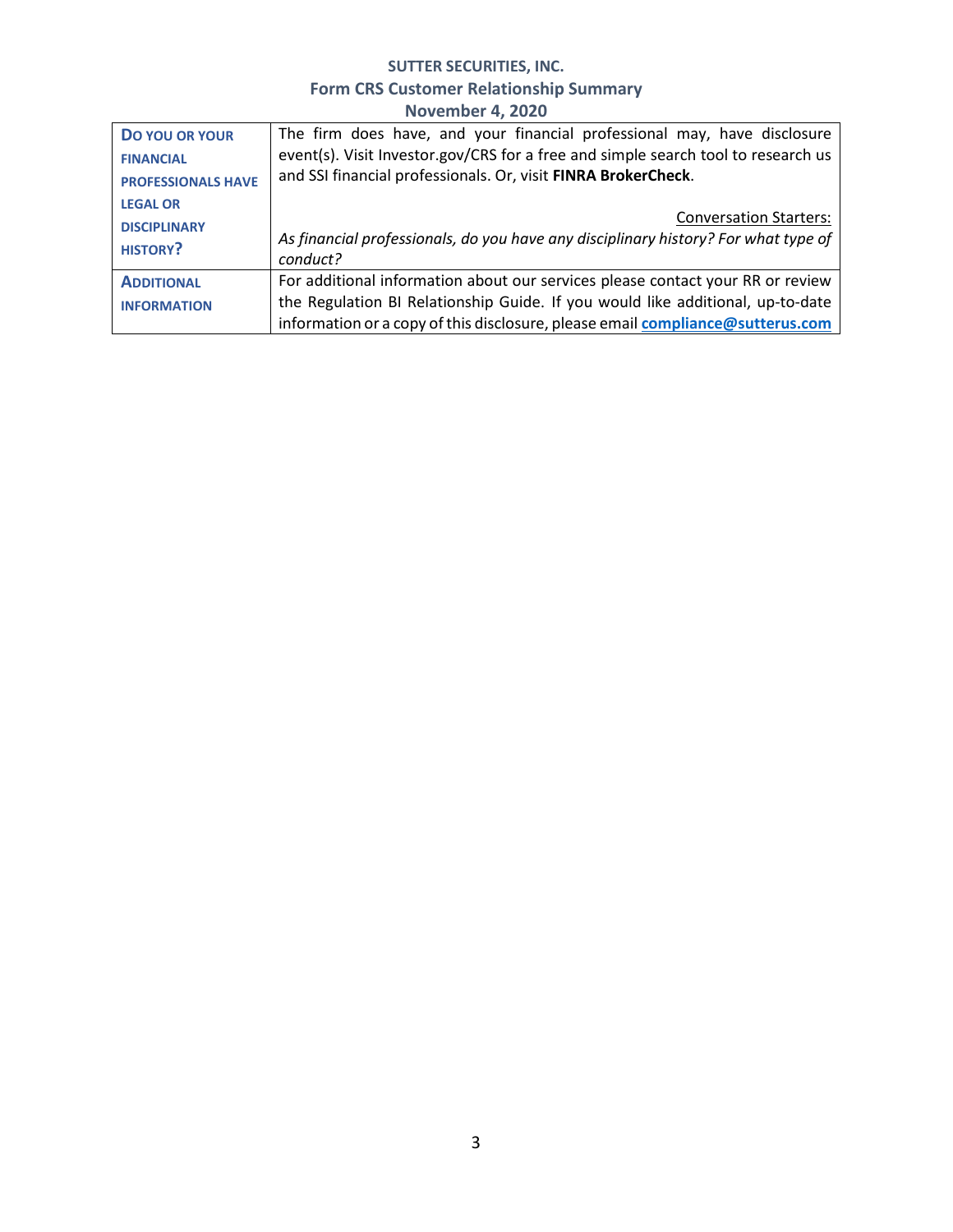**SUTTER SECURITIES, INC.**
**Form CRS Customer Relationship Summary**
**November 4, 2020**

| | |
|---|---|
| **DO YOU OR YOUR FINANCIAL PROFESSIONALS HAVE LEGAL OR DISCIPLINARY HISTORY?** | The firm does have, and your financial professional may, have disclosure event(s). Visit Investor.gov/CRS for a free and simple search tool to research us and SSI financial professionals. Or, visit **FINRA BrokerCheck**.<br><br>Conversation Starters:<br>*As financial professionals, do you have any disciplinary history? For what type of conduct?* |
| **ADDITIONAL INFORMATION** | For additional information about our services please contact your RR or review the Regulation BI Relationship Guide. If you would like additional, up-to-date information or a copy of this disclosure, please email **compliance@sutterus.com** |